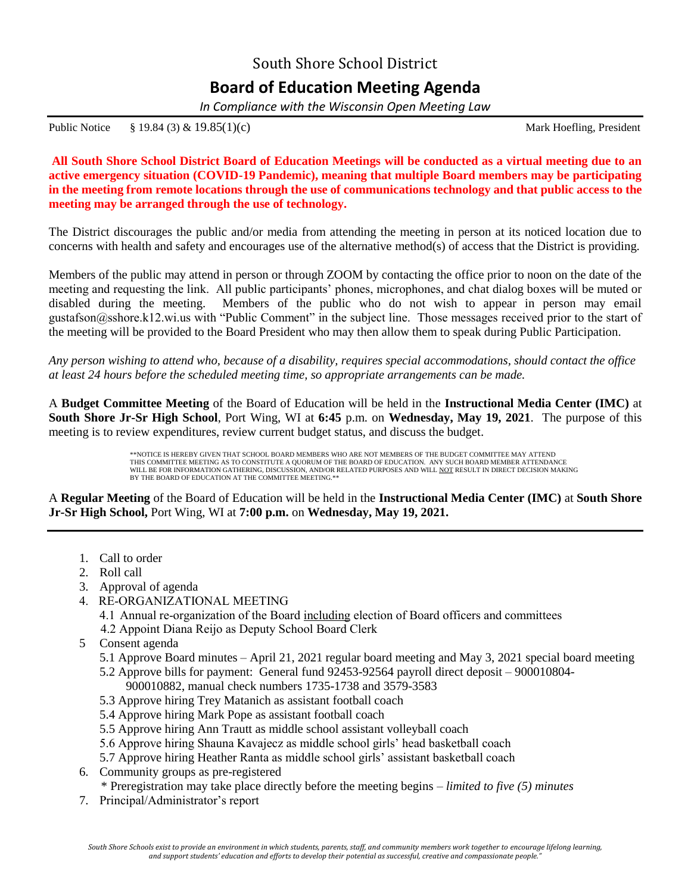# South Shore School District

## Board of Education Meeting Agenda

*In Compliance with the Wisconsin Open Meeting Law*

Public Notice § 19.84 (3) & 19.85(1)(c) Mark Hoefling, President

**All South Shore School District Board of Education Meetings will be conducted as a virtual meeting due to an active emergency situation (COVID-19 Pandemic), meaning that multiple Board members may be participating in the meeting from remote locations through the use of communications technology and that public access to the meeting may be arranged through the use of technology.**

The District discourages the public and/or media from attending the meeting in person at its noticed location due to concerns with health and safety and encourages use of the alternative method(s) of access that the District is providing.

Members of the public may attend in person or through ZOOM by contacting the office prior to noon on the date of the meeting and requesting the link. All public participants' phones, microphones, and chat dialog boxes will be muted or disabled during the meeting. Members of the public who do not wish to appear in person may email gustafson@sshore.k12.wi.us with "Public Comment" in the subject line. Those messages received prior to the start of the meeting will be provided to the Board President who may then allow them to speak during Public Participation.

*Any person wishing to attend who, because of a disability, requires special accommodations, should contact the office at least 24 hours before the scheduled meeting time, so appropriate arrangements can be made.*

A **Budget Committee Meeting** of the Board of Education will be held in the **Instructional Media Center (IMC)** at **South Shore Jr-Sr High School**, Port Wing, WI at **6:45** p.m. on **Wednesday, May 19, 2021**. The purpose of this meeting is to review expenditures, review current budget status, and discuss the budget.

**NOTICE IS HEREBY GIVEN THAT SCHOOL BOARD MEMBERS WHO ARE NOT MEMBERS OF THE BUDGET COMMITTEE MAY ATTEND THIS COMMITTEE MEETING AS TO CONSTITUTE A QUORUM OF THE BOARD OF EDUCATION. ANY SUCH BOARD MEMBER ATTENDANCE WILL BE FOR INFORMATION GATHERING, DISCUSSION, AND/OR RELATED PURPOSES AND WILL NOT RESULT IN DIRECT DECISION MAKING BY THE BOARD OF EDUCATION AT THE COMMITTEE MEETING.**

A **Regular Meeting** of the Board of Education will be held in the **Instructional Media Center (IMC)** at **South Shore Jr-Sr High School,** Port Wing, WI at **7:00 p.m.** on **Wednesday, May 19, 2021.**

1. Call to order
2. Roll call
3. Approval of agenda
4. RE-ORGANIZATIONAL MEETING
   - 4.1 Annual re-organization of the Board including election of Board officers and committees
   - 4.2 Appoint Diana Reijo as Deputy School Board Clerk
5. Consent agenda
   - 5.1 Approve Board minutes – April 21, 2021 regular board meeting and May 3, 2021 special board meeting
   - 5.2 Approve bills for payment: General fund 92453-92564 payroll direct deposit – 900010804-900010882, manual check numbers 1735-1738 and 3579-3583
   - 5.3 Approve hiring Trey Matanich as assistant football coach
   - 5.4 Approve hiring Mark Pope as assistant football coach
   - 5.5 Approve hiring Ann Trautt as middle school assistant volleyball coach
   - 5.6 Approve hiring Shauna Kavajecz as middle school girls' head basketball coach
   - 5.7 Approve hiring Heather Ranta as middle school girls' assistant basketball coach
6. Community groups as pre-registered
   - \* Preregistration may take place directly before the meeting begins – *limited to five (5) minutes*
7. Principal/Administrator's report

*South Shore Schools exist to provide an environment in which students, parents, staff, and community members work together to encourage lifelong learning, and support students' education and efforts to develop their potential as successful, creative and compassionate people."*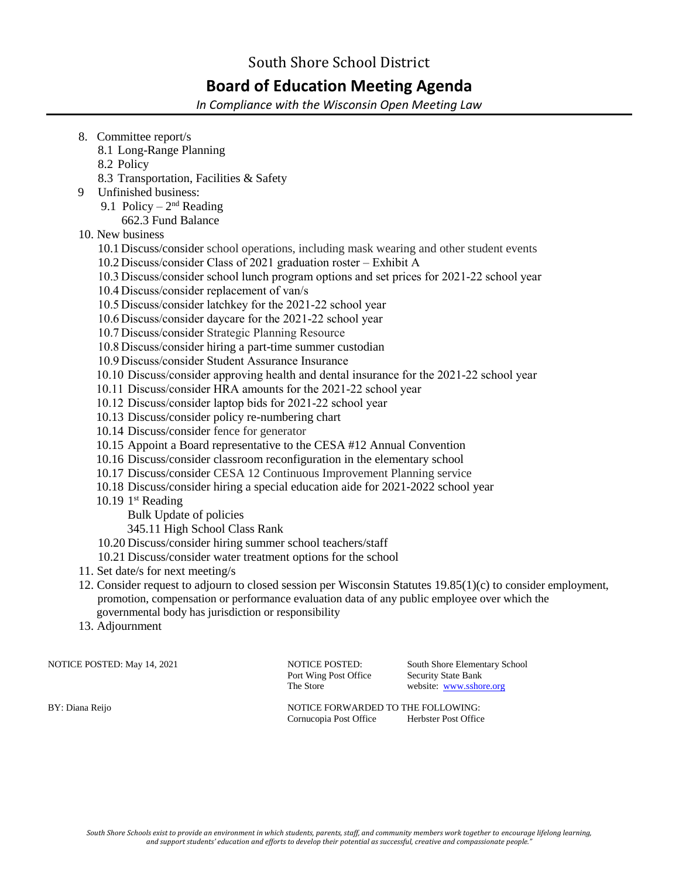South Shore School District

# Board of Education Meeting Agenda

*In Compliance with the Wisconsin Open Meeting Law*

8. Committee report/s
   - 8.1 Long-Range Planning
   - 8.2 Policy
   - 8.3 Transportation, Facilities & Safety
9. Unfinished business:
   - 9.1 Policy – 2nd Reading
     - 662.3 Fund Balance
10. New business
    - 10.1 Discuss/consider school operations, including mask wearing and other student events
    - 10.2 Discuss/consider Class of 2021 graduation roster – Exhibit A
    - 10.3 Discuss/consider school lunch program options and set prices for 2021-22 school year
    - 10.4 Discuss/consider replacement of van/s
    - 10.5 Discuss/consider latchkey for the 2021-22 school year
    - 10.6 Discuss/consider daycare for the 2021-22 school year
    - 10.7 Discuss/consider Strategic Planning Resource
    - 10.8 Discuss/consider hiring a part-time summer custodian
    - 10.9 Discuss/consider Student Assurance Insurance
    - 10.10 Discuss/consider approving health and dental insurance for the 2021-22 school year
    - 10.11 Discuss/consider HRA amounts for the 2021-22 school year
    - 10.12 Discuss/consider laptop bids for 2021-22 school year
    - 10.13 Discuss/consider policy re-numbering chart
    - 10.14 Discuss/consider fence for generator
    - 10.15 Appoint a Board representative to the CESA #12 Annual Convention
    - 10.16 Discuss/consider classroom reconfiguration in the elementary school
    - 10.17 Discuss/consider CESA 12 Continuous Improvement Planning service
    - 10.18 Discuss/consider hiring a special education aide for 2021-2022 school year
    - 10.19 1st Reading
      - Bulk Update of policies
      - 345.11 High School Class Rank
    - 10.20 Discuss/consider hiring summer school teachers/staff
    - 10.21 Discuss/consider water treatment options for the school
11. Set date/s for next meeting/s
12. Consider request to adjourn to closed session per Wisconsin Statutes 19.85(1)(c) to consider employment, promotion, compensation or performance evaluation data of any public employee over which the governmental body has jurisdiction or responsibility
13. Adjournment

NOTICE POSTED: May 14, 2021

NOTICE POSTED: South Shore Elementary School, Port Wing Post Office, Security State Bank, The Store, website: [www.sshore.org](http://www.sshore.org)

BY: Diana Reijo

NOTICE FORWARDED TO THE FOLLOWING: Cornucopia Post Office, Herbster Post Office

*South Shore Schools exist to provide an environment in which students, parents, staff, and community members work together to encourage lifelong learning, and support students' education and efforts to develop their potential as successful, creative and compassionate people."*